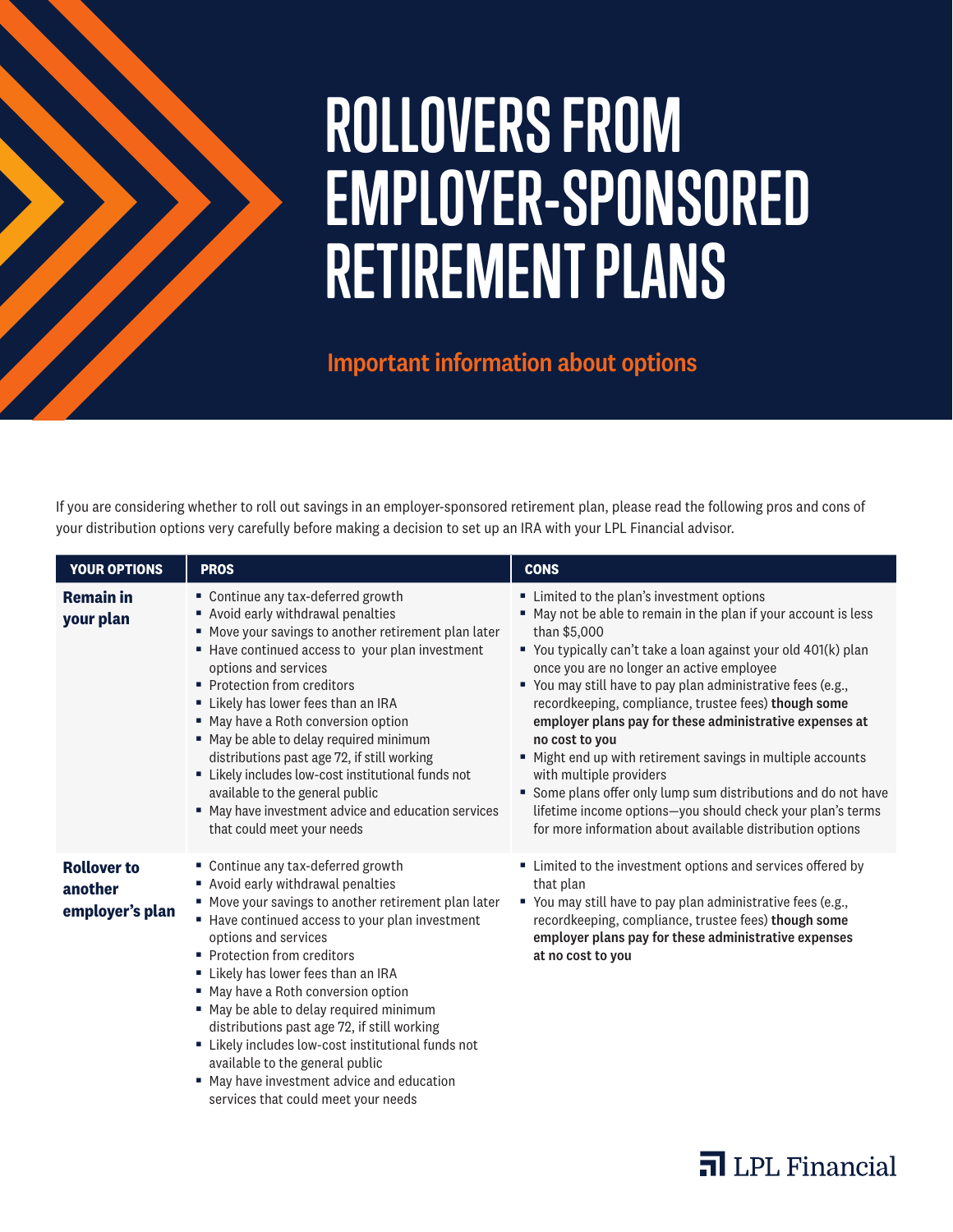# ROLLOVERS FROM EMPLOYER-SPONSORED RETIREMENT PLANS

## Important information about options

If you are considering whether to roll out savings in an employer-sponsored retirement plan, please read the following pros and cons of your distribution options very carefully before making a decision to set up an IRA with your LPL Financial advisor.

| YOUR OPTIONS | PROS | CONS |
|---|---|---|
| **Remain in your plan** | ▪ Continue any tax-deferred growth<br>▪ Avoid early withdrawal penalties<br>▪ Move your savings to another retirement plan later<br>▪ Have continued access to your plan investment options and services<br>▪ Protection from creditors<br>▪ Likely has lower fees than an IRA<br>▪ May have a Roth conversion option<br>▪ May be able to delay required minimum distributions past age 72, if still working<br>▪ Likely includes low-cost institutional funds not available to the general public<br>▪ May have investment advice and education services that could meet your needs | ▪ Limited to the plan's investment options<br>▪ May not be able to remain in the plan if your account is less than $5,000<br>▪ You typically can't take a loan against your old 401(k) plan once you are no longer an active employee<br>▪ You may still have to pay plan administrative fees (e.g., recordkeeping, compliance, trustee fees) **though some employer plans pay for these administrative expenses at no cost to you**<br>▪ Might end up with retirement savings in multiple accounts with multiple providers<br>▪ Some plans offer only lump sum distributions and do not have lifetime income options—you should check your plan's terms for more information about available distribution options |
| **Rollover to another employer's plan** | ▪ Continue any tax-deferred growth<br>▪ Avoid early withdrawal penalties<br>▪ Move your savings to another retirement plan later<br>▪ Have continued access to your plan investment options and services<br>▪ Protection from creditors<br>▪ Likely has lower fees than an IRA<br>▪ May have a Roth conversion option<br>▪ May be able to delay required minimum distributions past age 72, if still working<br>▪ Likely includes low-cost institutional funds not available to the general public<br>▪ May have investment advice and education services that could meet your needs | ▪ Limited to the investment options and services offered by that plan<br>▪ You may still have to pay plan administrative fees (e.g., recordkeeping, compliance, trustee fees) **though some employer plans pay for these administrative expenses at no cost to you** |

LPL Financial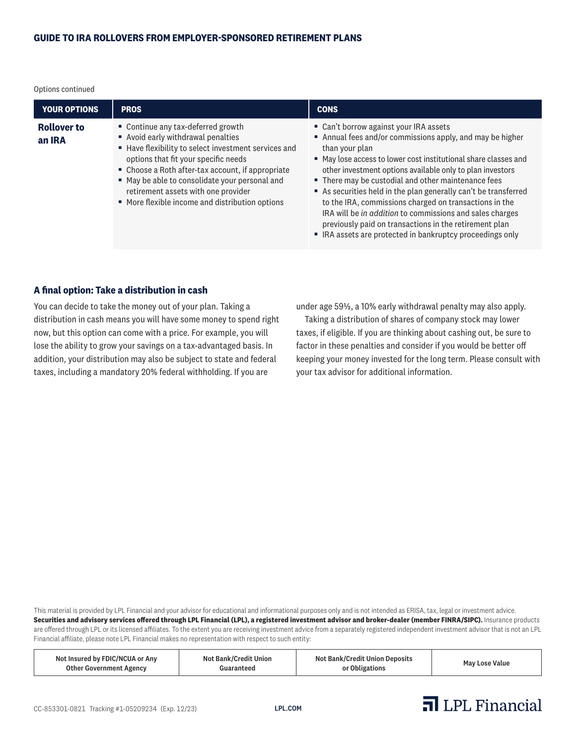Options continued

| YOUR OPTIONS | PROS | CONS |
|---|---|---|
| **Rollover to an IRA** | ▪ Continue any tax-deferred growth<br>▪ Avoid early withdrawal penalties<br>▪ Have flexibility to select investment services and options that fit your specific needs<br>▪ Choose a Roth after-tax account, if appropriate<br>▪ May be able to consolidate your personal and retirement assets with one provider<br>▪ More flexible income and distribution options | ▪ Can't borrow against your IRA assets<br>▪ Annual fees and/or commissions apply, and may be higher than your plan<br>▪ May lose access to lower cost institutional share classes and other investment options available only to plan investors<br>▪ There may be custodial and other maintenance fees<br>▪ As securities held in the plan generally can't be transferred to the IRA, commissions charged on transactions in the IRA will be *in addition* to commissions and sales charges previously paid on transactions in the retirement plan<br>▪ IRA assets are protected in bankruptcy proceedings only |

### A final option: Take a distribution in cash

You can decide to take the money out of your plan. Taking a distribution in cash means you will have some money to spend right now, but this option can come with a price. For example, you will lose the ability to grow your savings on a tax-advantaged basis. In addition, your distribution may also be subject to state and federal taxes, including a mandatory 20% federal withholding. If you are under age 59½, a 10% early withdrawal penalty may also apply.

Taking a distribution of shares of company stock may lower taxes, if eligible. If you are thinking about cashing out, be sure to factor in these penalties and consider if you would be better off keeping your money invested for the long term. Please consult with your tax advisor for additional information.

This material is provided by LPL Financial and your advisor for educational and informational purposes only and is not intended as ERISA, tax, legal or investment advice. **Securities and advisory services offered through LPL Financial (LPL), a registered investment advisor and broker-dealer (member FINRA/SIPC).** Insurance products are offered through LPL or its licensed affiliates. To the extent you are receiving investment advice from a separately registered independent investment advisor that is not an LPL Financial affiliate, please note LPL Financial makes no representation with respect to such entity:

| | | | |
|---|---|---|---|
| Not Insured by FDIC/NCUA or Any Other Government Agency | Not Bank/Credit Union Guaranteed | Not Bank/Credit Union Deposits or Obligations | May Lose Value |

CC-853301-0821 Tracking #1-05209234 (Exp. 12/23)

LPL.COM

LPL Financial